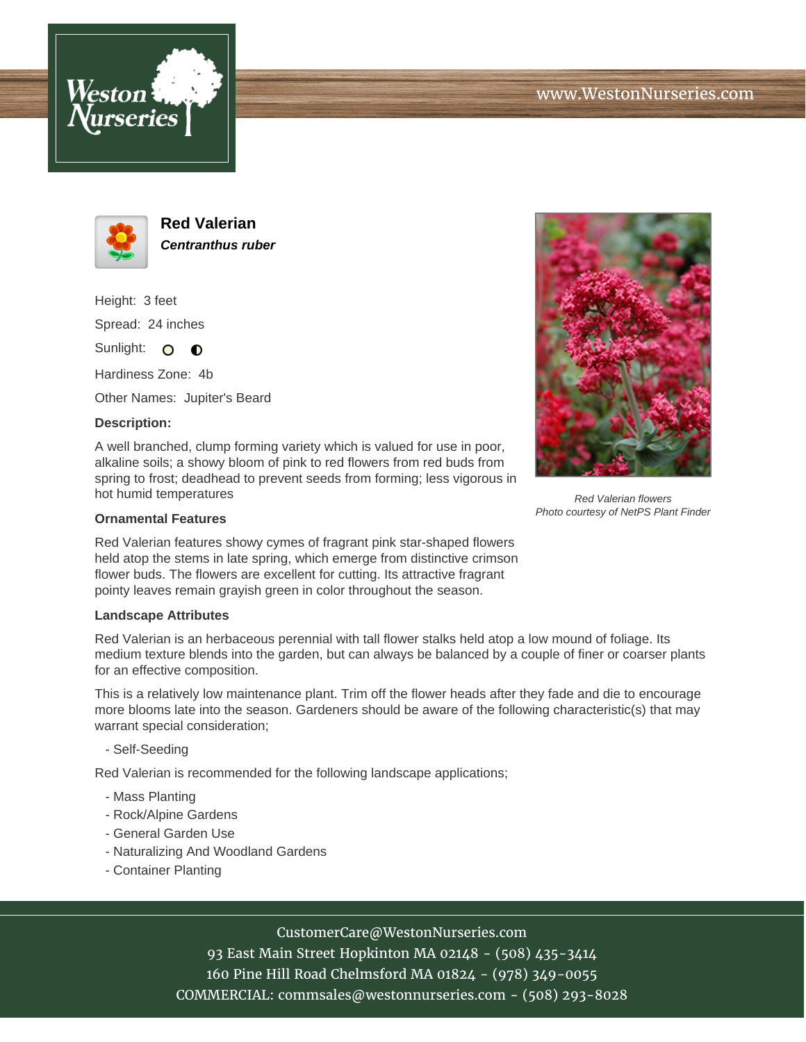# Red Valerian

***Centranthus ruber***

Height: 3 feet

Spread: 24 inches

Sunlight:

Hardiness Zone: 4b

Other Names: Jupiter's Beard

**Description:**

A well branched, clump forming variety which is valued for use in poor, alkaline soils; a showy bloom of pink to red flowers from red buds from spring to frost; deadhead to prevent seeds from forming; less vigorous in hot humid temperatures

*Red Valerian flowers*
*Photo courtesy of NetPS Plant Finder*

### Ornamental Features

Red Valerian features showy cymes of fragrant pink star-shaped flowers held atop the stems in late spring, which emerge from distinctive crimson flower buds. The flowers are excellent for cutting. Its attractive fragrant pointy leaves remain grayish green in color throughout the season.

### Landscape Attributes

Red Valerian is an herbaceous perennial with tall flower stalks held atop a low mound of foliage. Its medium texture blends into the garden, but can always be balanced by a couple of finer or coarser plants for an effective composition.

This is a relatively low maintenance plant. Trim off the flower heads after they fade and die to encourage more blooms late into the season. Gardeners should be aware of the following characteristic(s) that may warrant special consideration;

- Self-Seeding

Red Valerian is recommended for the following landscape applications;

- Mass Planting
- Rock/Alpine Gardens
- General Garden Use
- Naturalizing And Woodland Gardens
- Container Planting

CustomerCare@WestonNurseries.com
93 East Main Street Hopkinton MA 02148 - (508) 435-3414
160 Pine Hill Road Chelmsford MA 01824 - (978) 349-0055
COMMERCIAL: commsales@westonnurseries.com - (508) 293-8028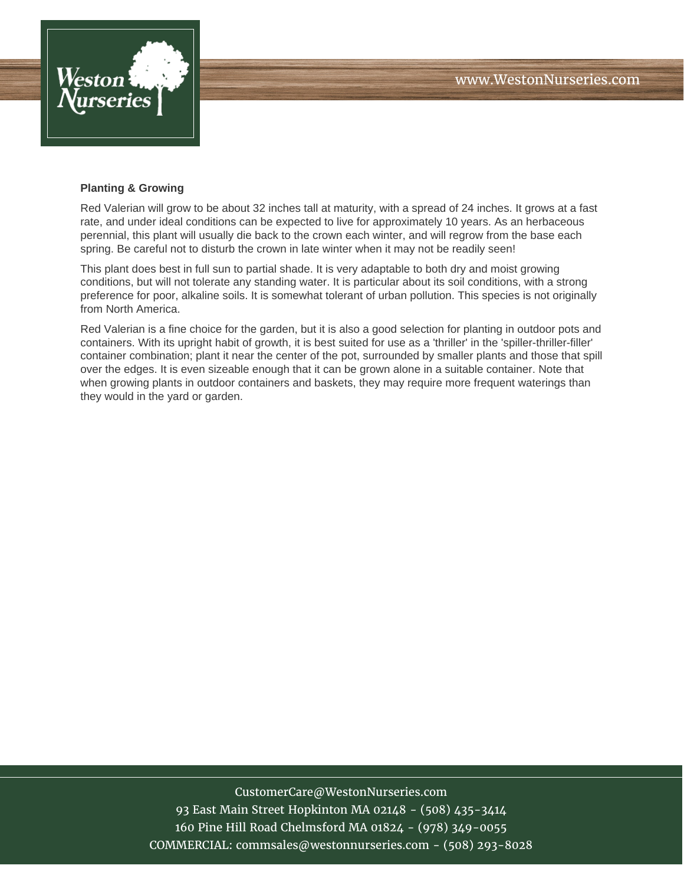**Planting & Growing**

Red Valerian will grow to be about 32 inches tall at maturity, with a spread of 24 inches. It grows at a fast rate, and under ideal conditions can be expected to live for approximately 10 years. As an herbaceous perennial, this plant will usually die back to the crown each winter, and will regrow from the base each spring. Be careful not to disturb the crown in late winter when it may not be readily seen!

This plant does best in full sun to partial shade. It is very adaptable to both dry and moist growing conditions, but will not tolerate any standing water. It is particular about its soil conditions, with a strong preference for poor, alkaline soils. It is somewhat tolerant of urban pollution. This species is not originally from North America.

Red Valerian is a fine choice for the garden, but it is also a good selection for planting in outdoor pots and containers. With its upright habit of growth, it is best suited for use as a 'thriller' in the 'spiller-thriller-filler' container combination; plant it near the center of the pot, surrounded by smaller plants and those that spill over the edges. It is even sizeable enough that it can be grown alone in a suitable container. Note that when growing plants in outdoor containers and baskets, they may require more frequent waterings than they would in the yard or garden.